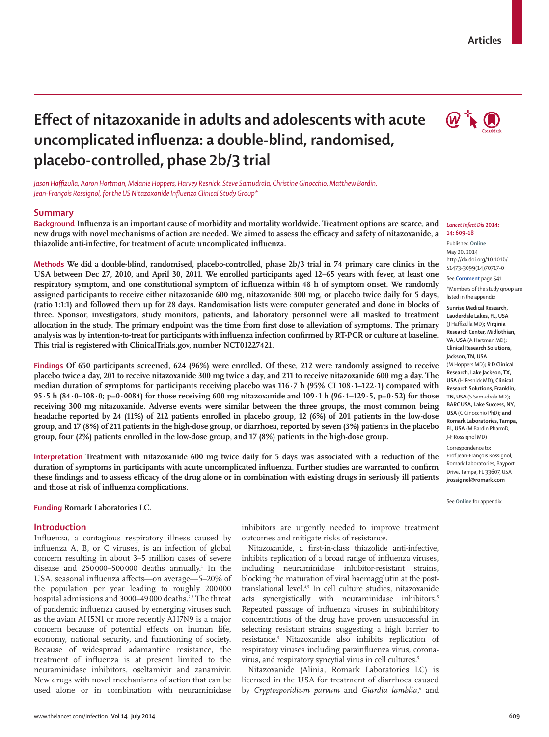Articles

# Effect of nitazoxanide in adults and adolescents with acute uncomplicated influenza: a double-blind, randomised, placebo-controlled, phase 2b/3 trial

*Jason Haffizulla, Aaron Hartman, Melanie Hoppers, Harvey Resnick, Steve Samudrala, Christine Ginocchio, Matthew Bardin, Jean-François Rossignol, for the US Nitazoxanide Influenza Clinical Study Group\**

## Summary

**Background** **Influenza is an important cause of morbidity and mortality worldwide. Treatment options are scarce, and new drugs with novel mechanisms of action are needed. We aimed to assess the efficacy and safety of nitazoxanide, a thiazolide anti-infective, for treatment of acute uncomplicated influenza.**

**Methods** **We did a double-blind, randomised, placebo-controlled, phase 2b/3 trial in 74 primary care clinics in the USA between Dec 27, 2010, and April 30, 2011. We enrolled participants aged 12–65 years with fever, at least one respiratory symptom, and one constitutional symptom of influenza within 48 h of symptom onset. We randomly assigned participants to receive either nitazoxanide 600 mg, nitazoxanide 300 mg, or placebo twice daily for 5 days, (ratio 1:1:1) and followed them up for 28 days. Randomisation lists were computer generated and done in blocks of three. Sponsor, investigators, study monitors, patients, and laboratory personnel were all masked to treatment allocation in the study. The primary endpoint was the time from first dose to alleviation of symptoms. The primary analysis was by intention-to-treat for participants with influenza infection confirmed by RT-PCR or culture at baseline. This trial is registered with ClinicalTrials.gov, number NCT01227421.**

**Findings** **Of 650 participants screened, 624 (96%) were enrolled. Of these, 212 were randomly assigned to receive placebo twice a day, 201 to receive nitazoxanide 300 mg twice a day, and 211 to receive nitazoxanide 600 mg a day. The median duration of symptoms for participants receiving placebo was 116·7 h (95% CI 108·1–122·1) compared with 95·5 h (84·0–108·0; p=0·0084) for those receiving 600 mg nitazoxanide and 109·1 h (96·1–129·5, p=0·52) for those receiving 300 mg nitazoxanide. Adverse events were similar between the three groups, the most common being headache reported by 24 (11%) of 212 patients enrolled in placebo group, 12 (6%) of 201 patients in the low-dose group, and 17 (8%) of 211 patients in the high-dose group, or diarrhoea, reported by seven (3%) patients in the placebo group, four (2%) patients enrolled in the low-dose group, and 17 (8%) patients in the high-dose group.**

**Interpretation** **Treatment with nitazoxanide 600 mg twice daily for 5 days was associated with a reduction of the duration of symptoms in participants with acute uncomplicated influenza. Further studies are warranted to confirm these findings and to assess efficacy of the drug alone or in combination with existing drugs in seriously ill patients and those at risk of influenza complications.**

**Funding** **Romark Laboratories LC.**

*Lancet Infect Dis* **2014; 14: 609–18**

Published **Online** May 20, 2014 http://dx.doi.org/10.1016/S1473-3099(14)70717-0

See **Comment** page 541

\*Members of the study group are listed in the appendix

**Sunrise Medical Research, Lauderdale Lakes, FL, USA** (J Haffizulla MD)**; Virginia Research Center, Midlothian, VA, USA** (A Hartman MD)**; Clinical Research Solutions, Jackson, TN, USA** (M Hoppers MD)**; R D Clinical Research, Lake Jackson, TX, USA** (H Resnick MD)**; Clinical Research Solutions, Franklin, TN, USA** (S Samudrala MD)**; BARC USA, Lake Success, NY, USA** (C Ginocchio PhD)**; and Romark Laboratories, Tampa, FL, USA** (M Bardin PharmD, J-F Rossignol MD)

Correspondence to: Prof Jean-François Rossignol, Romark Laboratories, Bayport Drive, Tampa, FL 33607, USA **jrossignol@romark.com**

See **Online** for appendix

## Introduction

Influenza, a contagious respiratory illness caused by influenza A, B, or C viruses, is an infection of global concern resulting in about 3–5 million cases of severe disease and 250 000–500 000 deaths annually.[1] In the USA, seasonal influenza affects—on average—5–20% of the population per year leading to roughly 200 000 hospital admissions and 3000–49 000 deaths.[2,3] The threat of pandemic influenza caused by emerging viruses such as the avian AH5N1 or more recently AH7N9 is a major concern because of potential effects on human life, economy, national security, and functioning of society. Because of widespread adamantine resistance, the treatment of influenza is at present limited to the neuraminidase inhibitors, oseltamivir and zanamivir. New drugs with novel mechanisms of action that can be used alone or in combination with neuraminidase inhibitors are urgently needed to improve treatment outcomes and mitigate risks of resistance.

Nitazoxanide, a first-in-class thiazolide anti-infective, inhibits replication of a broad range of influenza viruses, including neuraminidase inhibitor-resistant strains, blocking the maturation of viral haemagglutin at the post-translational level.[4,5] In cell culture studies, nitazoxanide acts synergistically with neuraminidase inhibitors.[5] Repeated passage of influenza viruses in subinhibitory concentrations of the drug have proven unsuccessful in selecting resistant strains suggesting a high barrier to resistance.[5] Nitazoxanide also inhibits replication of respiratory viruses including parainfluenza virus, coronavirus, and respiratory syncytial virus in cell cultures.[5]

Nitazoxanide (Alinia, Romark Laboratories LC) is licensed in the USA for treatment of diarrhoea caused by *Cryptosporidium parvum* and *Giardia lamblia*,[6] and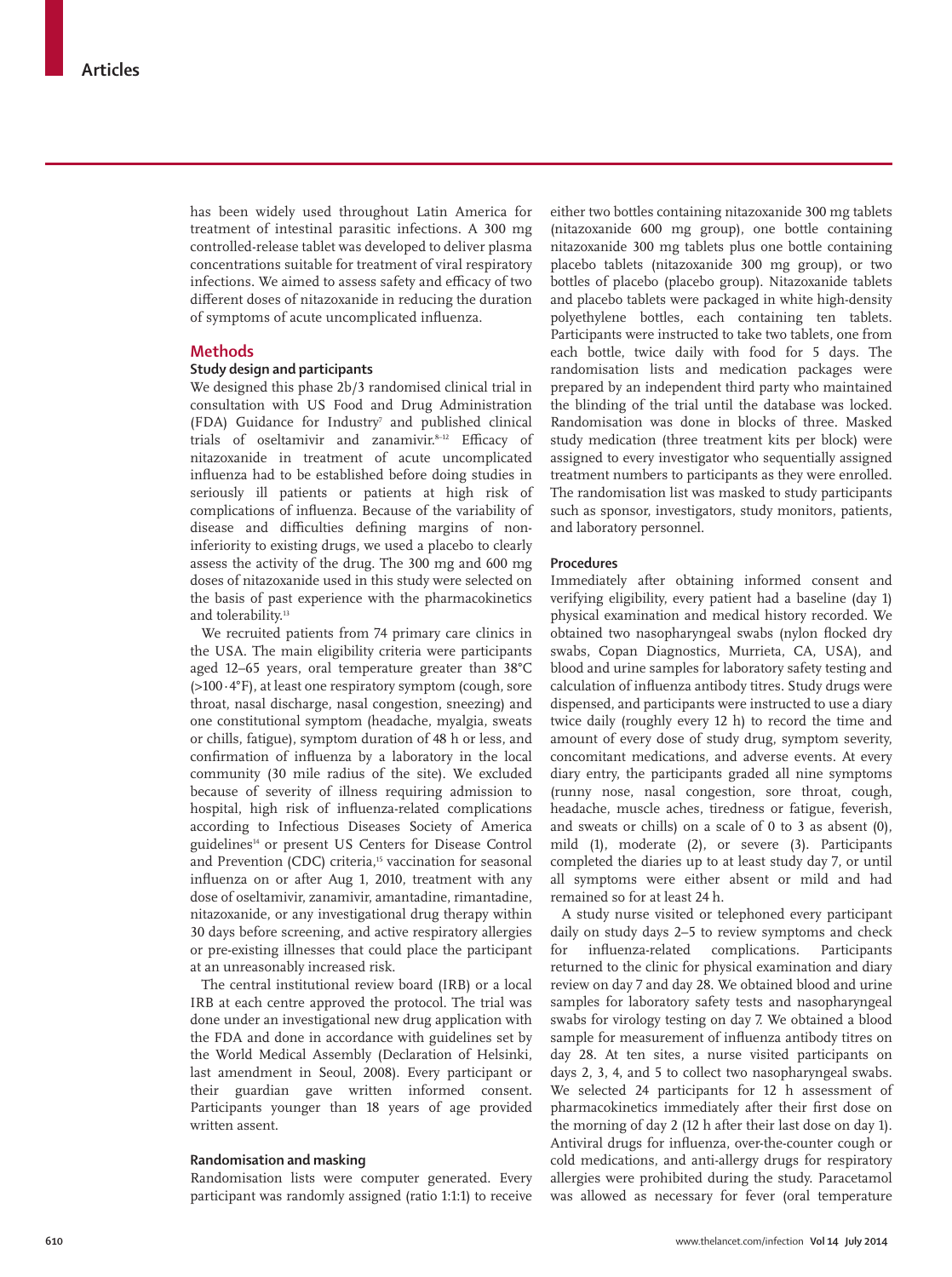has been widely used throughout Latin America for treatment of intestinal parasitic infections. A 300 mg controlled-release tablet was developed to deliver plasma concentrations suitable for treatment of viral respiratory infections. We aimed to assess safety and efficacy of two different doses of nitazoxanide in reducing the duration of symptoms of acute uncomplicated influenza.

## Methods

### Study design and participants

We designed this phase 2b/3 randomised clinical trial in consultation with US Food and Drug Administration (FDA) Guidance for Industry[7] and published clinical trials of oseltamivir and zanamivir.[8–12] Efficacy of nitazoxanide in treatment of acute uncomplicated influenza had to be established before doing studies in seriously ill patients or patients at high risk of complications of influenza. Because of the variability of disease and difficulties defining margins of non-inferiority to existing drugs, we used a placebo to clearly assess the activity of the drug. The 300 mg and 600 mg doses of nitazoxanide used in this study were selected on the basis of past experience with the pharmacokinetics and tolerability.[13]

We recruited patients from 74 primary care clinics in the USA. The main eligibility criteria were participants aged 12–65 years, oral temperature greater than 38°C (>100·4°F), at least one respiratory symptom (cough, sore throat, nasal discharge, nasal congestion, sneezing) and one constitutional symptom (headache, myalgia, sweats or chills, fatigue), symptom duration of 48 h or less, and confirmation of influenza by a laboratory in the local community (30 mile radius of the site). We excluded because of severity of illness requiring admission to hospital, high risk of influenza-related complications according to Infectious Diseases Society of America guidelines[14] or present US Centers for Disease Control and Prevention (CDC) criteria,[15] vaccination for seasonal influenza on or after Aug 1, 2010, treatment with any dose of oseltamivir, zanamivir, amantadine, rimantadine, nitazoxanide, or any investigational drug therapy within 30 days before screening, and active respiratory allergies or pre-existing illnesses that could place the participant at an unreasonably increased risk.

The central institutional review board (IRB) or a local IRB at each centre approved the protocol. The trial was done under an investigational new drug application with the FDA and done in accordance with guidelines set by the World Medical Assembly (Declaration of Helsinki, last amendment in Seoul, 2008). Every participant or their guardian gave written informed consent. Participants younger than 18 years of age provided written assent.

### Randomisation and masking

Randomisation lists were computer generated. Every participant was randomly assigned (ratio 1:1:1) to receive either two bottles containing nitazoxanide 300 mg tablets (nitazoxanide 600 mg group), one bottle containing nitazoxanide 300 mg tablets plus one bottle containing placebo tablets (nitazoxanide 300 mg group), or two bottles of placebo (placebo group). Nitazoxanide tablets and placebo tablets were packaged in white high-density polyethylene bottles, each containing ten tablets. Participants were instructed to take two tablets, one from each bottle, twice daily with food for 5 days. The randomisation lists and medication packages were prepared by an independent third party who maintained the blinding of the trial until the database was locked. Randomisation was done in blocks of three. Masked study medication (three treatment kits per block) were assigned to every investigator who sequentially assigned treatment numbers to participants as they were enrolled. The randomisation list was masked to study participants such as sponsor, investigators, study monitors, patients, and laboratory personnel.

### Procedures

Immediately after obtaining informed consent and verifying eligibility, every patient had a baseline (day 1) physical examination and medical history recorded. We obtained two nasopharyngeal swabs (nylon flocked dry swabs, Copan Diagnostics, Murrieta, CA, USA), and blood and urine samples for laboratory safety testing and calculation of influenza antibody titres. Study drugs were dispensed, and participants were instructed to use a diary twice daily (roughly every 12 h) to record the time and amount of every dose of study drug, symptom severity, concomitant medications, and adverse events. At every diary entry, the participants graded all nine symptoms (runny nose, nasal congestion, sore throat, cough, headache, muscle aches, tiredness or fatigue, feverish, and sweats or chills) on a scale of 0 to 3 as absent (0), mild (1), moderate (2), or severe (3). Participants completed the diaries up to at least study day 7, or until all symptoms were either absent or mild and had remained so for at least 24 h.

A study nurse visited or telephoned every participant daily on study days 2–5 to review symptoms and check for influenza-related complications. Participants returned to the clinic for physical examination and diary review on day 7 and day 28. We obtained blood and urine samples for laboratory safety tests and nasopharyngeal swabs for virology testing on day 7. We obtained a blood sample for measurement of influenza antibody titres on day 28. At ten sites, a nurse visited participants on days 2, 3, 4, and 5 to collect two nasopharyngeal swabs. We selected 24 participants for 12 h assessment of pharmacokinetics immediately after their first dose on the morning of day 2 (12 h after their last dose on day 1). Antiviral drugs for influenza, over-the-counter cough or cold medications, and anti-allergy drugs for respiratory allergies were prohibited during the study. Paracetamol was allowed as necessary for fever (oral temperature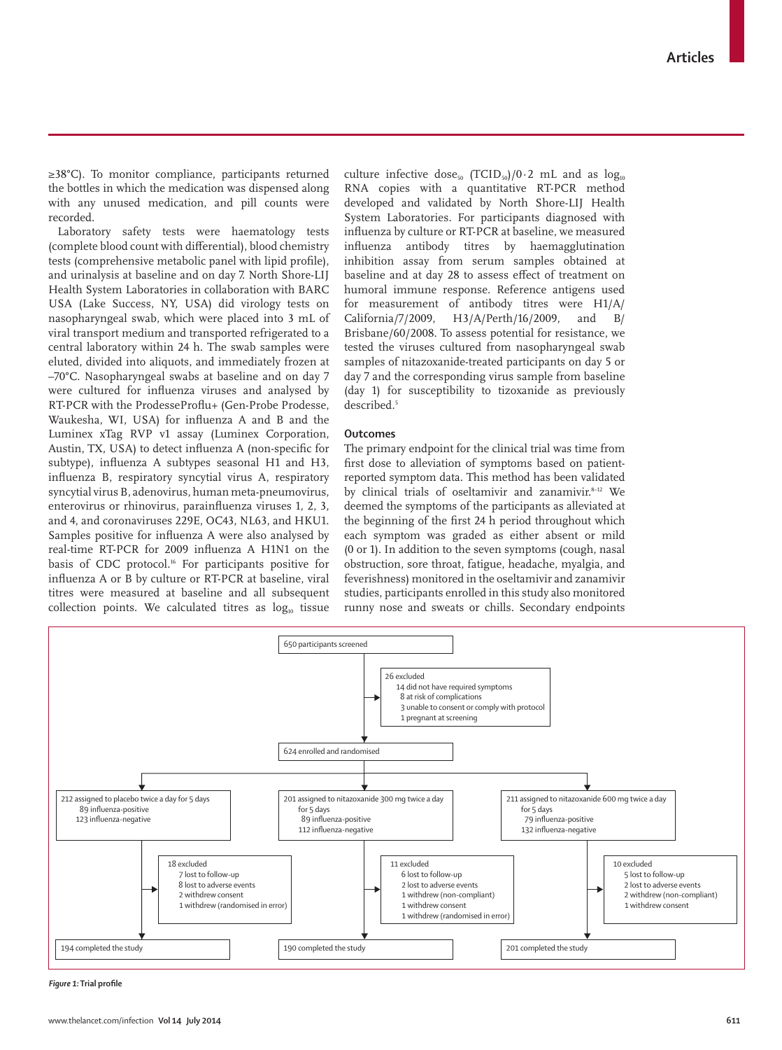≥38°C). To monitor compliance, participants returned the bottles in which the medication was dispensed along with any unused medication, and pill counts were recorded.

Laboratory safety tests were haematology tests (complete blood count with differential), blood chemistry tests (comprehensive metabolic panel with lipid profile), and urinalysis at baseline and on day 7. North Shore-LIJ Health System Laboratories in collaboration with BARC USA (Lake Success, NY, USA) did virology tests on nasopharyngeal swab, which were placed into 3 mL of viral transport medium and transported refrigerated to a central laboratory within 24 h. The swab samples were eluted, divided into aliquots, and immediately frozen at –70°C. Nasopharyngeal swabs at baseline and on day 7 were cultured for influenza viruses and analysed by RT-PCR with the ProdesseProflu+ (Gen-Probe Prodesse, Waukesha, WI, USA) for influenza A and B and the Luminex xTag RVP v1 assay (Luminex Corporation, Austin, TX, USA) to detect influenza A (non-specific for subtype), influenza A subtypes seasonal H1 and H3, influenza B, respiratory syncytial virus A, respiratory syncytial virus B, adenovirus, human meta-pneumovirus, enterovirus or rhinovirus, parainfluenza viruses 1, 2, 3, and 4, and coronaviruses 229E, OC43, NL63, and HKU1. Samples positive for influenza A were also analysed by real-time RT-PCR for 2009 influenza A H1N1 on the basis of CDC protocol.[16] For participants positive for influenza A or B by culture or RT-PCR at baseline, viral titres were measured at baseline and all subsequent collection points. We calculated titres as $\log_{10}$ tissue culture infective dose$_{50}$ ($TCID_{50}$)/0·2 mL and as $\log_{10}$ RNA copies with a quantitative RT-PCR method developed and validated by North Shore-LIJ Health System Laboratories. For participants diagnosed with influenza by culture or RT-PCR at baseline, we measured influenza antibody titres by haemagglutination inhibition assay from serum samples obtained at baseline and at day 28 to assess effect of treatment on humoral immune response. Reference antigens used for measurement of antibody titres were H1/A/California/7/2009, H3/A/Perth/16/2009, and B/Brisbane/60/2008. To assess potential for resistance, we tested the viruses cultured from nasopharyngeal swab samples of nitazoxanide-treated participants on day 5 or day 7 and the corresponding virus sample from baseline (day 1) for susceptibility to tizoxanide as previously described.[5]

## Outcomes

The primary endpoint for the clinical trial was time from first dose to alleviation of symptoms based on patient-reported symptom data. This method has been validated by clinical trials of oseltamivir and zanamivir.[8–12] We deemed the symptoms of the participants as alleviated at the beginning of the first 24 h period throughout which each symptom was graded as either absent or mild (0 or 1). In addition to the seven symptoms (cough, nasal obstruction, sore throat, fatigue, headache, myalgia, and feverishness) monitored in the oseltamivir and zanamivir studies, participants enrolled in this study also monitored runny nose and sweats or chills. Secondary endpoints

650 participants screened

26 excluded
- 14 did not have required symptoms
- 8 at risk of complications
- 3 unable to consent or comply with protocol
- 1 pregnant at screening

624 enrolled and randomised

| Placebo | Nitazoxanide 300 mg | Nitazoxanide 600 mg |
|---|---|---|
| 212 assigned to placebo twice a day for 5 days<br>89 influenza-positive<br>123 influenza-negative | 201 assigned to nitazoxanide 300 mg twice a day for 5 days<br>89 influenza-positive<br>112 influenza-negative | 211 assigned to nitazoxanide 600 mg twice a day for 5 days<br>79 influenza-positive<br>132 influenza-negative |
| 18 excluded<br>7 lost to follow-up<br>8 lost to adverse events<br>2 withdrew consent<br>1 withdrew (randomised in error) | 11 excluded<br>6 lost to follow-up<br>2 lost to adverse events<br>1 withdrew (non-compliant)<br>1 withdrew consent<br>1 withdrew (randomised in error) | 10 excluded<br>5 lost to follow-up<br>2 lost to adverse events<br>2 withdrew (non-compliant)<br>1 withdrew consent |
| 194 completed the study | 190 completed the study | 201 completed the study |

*Figure 1:* **Trial profile**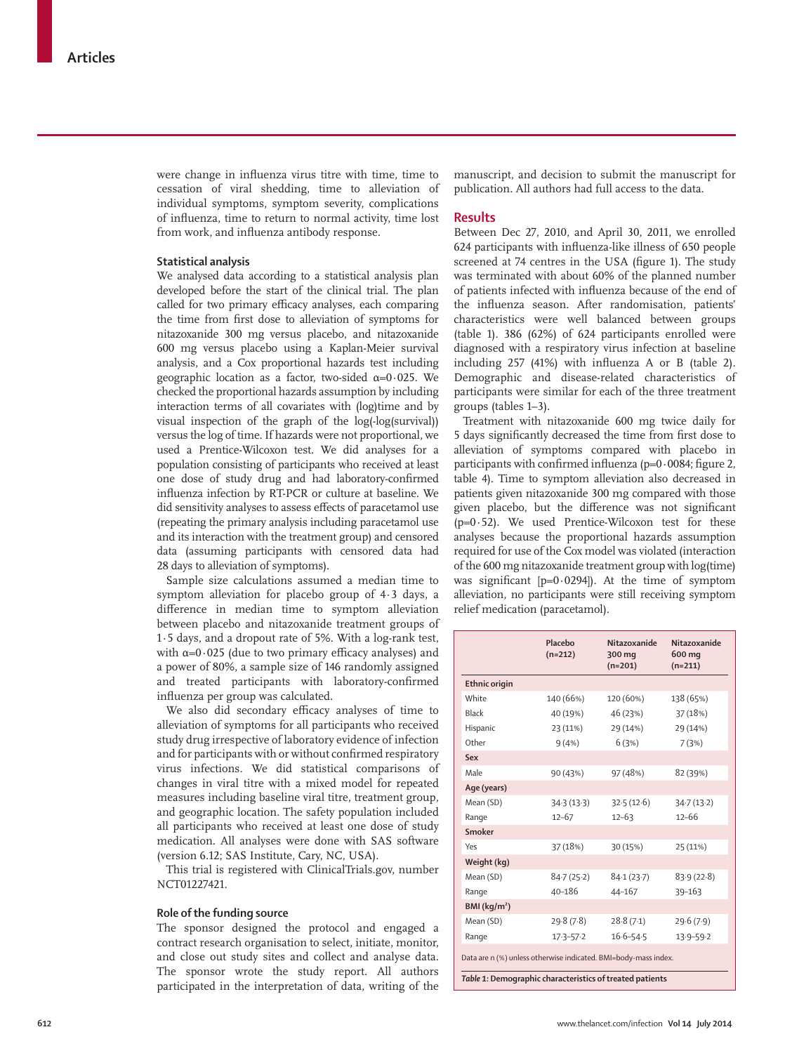were change in influenza virus titre with time, time to cessation of viral shedding, time to alleviation of individual symptoms, symptom severity, complications of influenza, time to return to normal activity, time lost from work, and influenza antibody response.

### Statistical analysis

We analysed data according to a statistical analysis plan developed before the start of the clinical trial. The plan called for two primary efficacy analyses, each comparing the time from first dose to alleviation of symptoms for nitazoxanide 300 mg versus placebo, and nitazoxanide 600 mg versus placebo using a Kaplan-Meier survival analysis, and a Cox proportional hazards test including geographic location as a factor, two-sided α=0·025. We checked the proportional hazards assumption by including interaction terms of all covariates with (log)time and by visual inspection of the graph of the log(-log(survival)) versus the log of time. If hazards were not proportional, we used a Prentice-Wilcoxon test. We did analyses for a population consisting of participants who received at least one dose of study drug and had laboratory-confirmed influenza infection by RT-PCR or culture at baseline. We did sensitivity analyses to assess effects of paracetamol use (repeating the primary analysis including paracetamol use and its interaction with the treatment group) and censored data (assuming participants with censored data had 28 days to alleviation of symptoms).

Sample size calculations assumed a median time to symptom alleviation for placebo group of 4·3 days, a difference in median time to symptom alleviation between placebo and nitazoxanide treatment groups of 1·5 days, and a dropout rate of 5%. With a log-rank test, with α=0·025 (due to two primary efficacy analyses) and a power of 80%, a sample size of 146 randomly assigned and treated participants with laboratory-confirmed influenza per group was calculated.

We also did secondary efficacy analyses of time to alleviation of symptoms for all participants who received study drug irrespective of laboratory evidence of infection and for participants with or without confirmed respiratory virus infections. We did statistical comparisons of changes in viral titre with a mixed model for repeated measures including baseline viral titre, treatment group, and geographic location. The safety population included all participants who received at least one dose of study medication. All analyses were done with SAS software (version 6.12; SAS Institute, Cary, NC, USA).

This trial is registered with ClinicalTrials.gov, number NCT01227421.

### Role of the funding source

The sponsor designed the protocol and engaged a contract research organisation to select, initiate, monitor, and close out study sites and collect and analyse data. The sponsor wrote the study report. All authors participated in the interpretation of data, writing of the manuscript, and decision to submit the manuscript for publication. All authors had full access to the data.

## Results

Between Dec 27, 2010, and April 30, 2011, we enrolled 624 participants with influenza-like illness of 650 people screened at 74 centres in the USA (figure 1). The study was terminated with about 60% of the planned number of patients infected with influenza because of the end of the influenza season. After randomisation, patients' characteristics were well balanced between groups (table 1). 386 (62%) of 624 participants enrolled were diagnosed with a respiratory virus infection at baseline including 257 (41%) with influenza A or B (table 2). Demographic and disease-related characteristics of participants were similar for each of the three treatment groups (tables 1–3).

Treatment with nitazoxanide 600 mg twice daily for 5 days significantly decreased the time from first dose to alleviation of symptoms compared with placebo in participants with confirmed influenza (p=0·0084; figure 2, table 4). Time to symptom alleviation also decreased in patients given nitazoxanide 300 mg compared with those given placebo, but the difference was not significant (p=0·52). We used Prentice-Wilcoxon test for these analyses because the proportional hazards assumption required for use of the Cox model was violated (interaction of the 600 mg nitazoxanide treatment group with log(time) was significant [p=0·0294]). At the time of symptom alleviation, no participants were still receiving symptom relief medication (paracetamol).

| | Placebo (n=212) | Nitazoxanide 300 mg (n=201) | Nitazoxanide 600 mg (n=211) |
|---|---|---|---|
| **Ethnic origin** | | | |
| White | 140 (66%) | 120 (60%) | 138 (65%) |
| Black | 40 (19%) | 46 (23%) | 37 (18%) |
| Hispanic | 23 (11%) | 29 (14%) | 29 (14%) |
| Other | 9 (4%) | 6 (3%) | 7 (3%) |
| **Sex** | | | |
| Male | 90 (43%) | 97 (48%) | 82 (39%) |
| **Age (years)** | | | |
| Mean (SD) | 34·3 (13·3) | 32·5 (12·6) | 34·7 (13·2) |
| Range | 12–67 | 12–63 | 12–66 |
| **Smoker** | | | |
| Yes | 37 (18%) | 30 (15%) | 25 (11%) |
| **Weight (kg)** | | | |
| Mean (SD) | 84·7 (25·2) | 84·1 (23·7) | 83·9 (22·8) |
| Range | 40–186 | 44–167 | 39–163 |
| **BMI (kg/m²)** | | | |
| Mean (SD) | 29·8 (7·8) | 28·8 (7·1) | 29·6 (7·9) |
| Range | 17·3–57·2 | 16·6–54·5 | 13·9–59·2 |

Data are n (%) unless otherwise indicated. BMI=body-mass index.

*Table 1:* **Demographic characteristics of treated patients**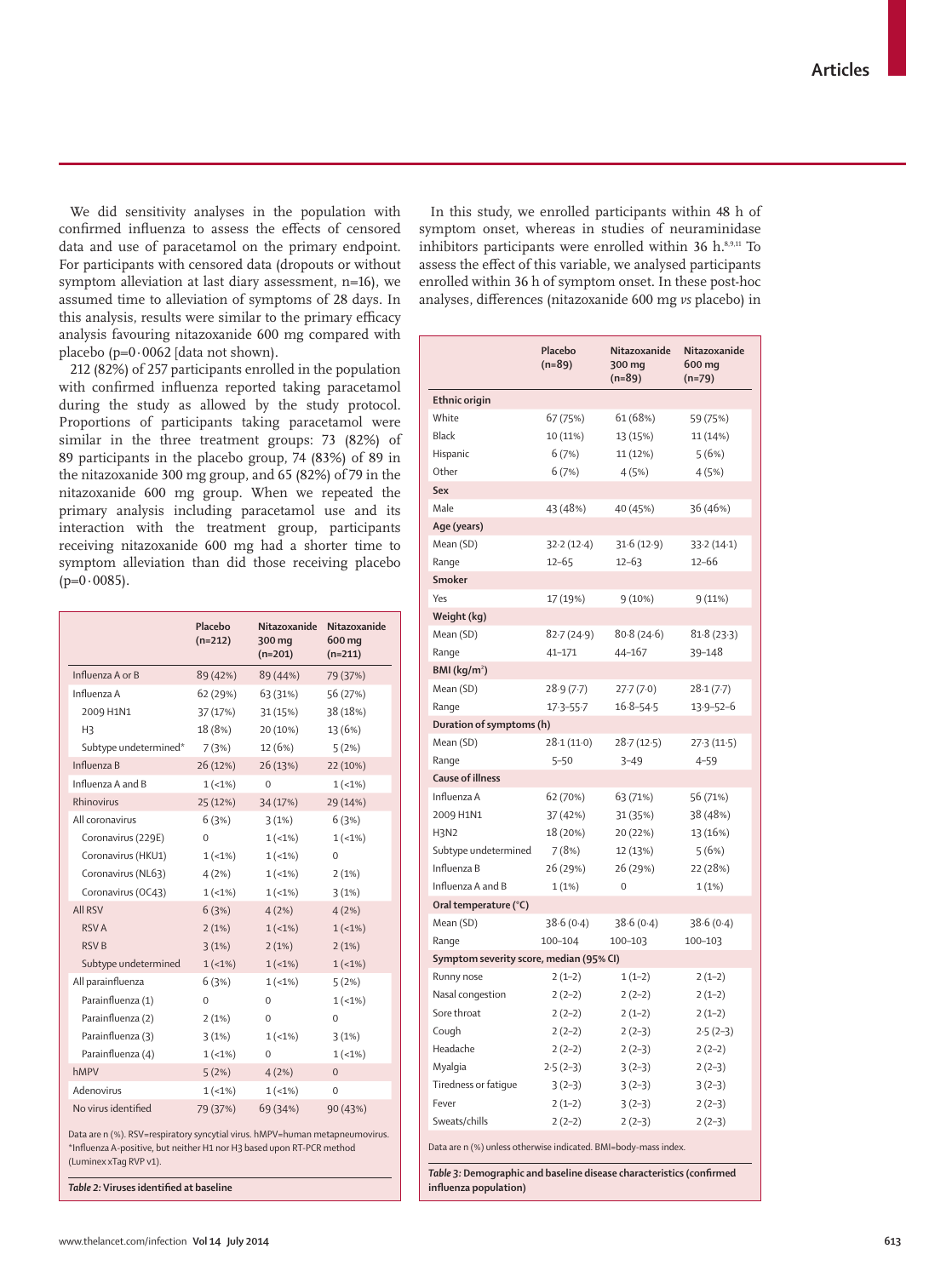We did sensitivity analyses in the population with confirmed influenza to assess the effects of censored data and use of paracetamol on the primary endpoint. For participants with censored data (dropouts or without symptom alleviation at last diary assessment, n=16), we assumed time to alleviation of symptoms of 28 days. In this analysis, results were similar to the primary efficacy analysis favouring nitazoxanide 600 mg compared with placebo (p=0·0062 [data not shown).

212 (82%) of 257 participants enrolled in the population with confirmed influenza reported taking paracetamol during the study as allowed by the study protocol. Proportions of participants taking paracetamol were similar in the three treatment groups: 73 (82%) of 89 participants in the placebo group, 74 (83%) of 89 in the nitazoxanide 300 mg group, and 65 (82%) of 79 in the nitazoxanide 600 mg group. When we repeated the primary analysis including paracetamol use and its interaction with the treatment group, participants receiving nitazoxanide 600 mg had a shorter time to symptom alleviation than did those receiving placebo (p=0·0085).

| | Placebo (n=212) | Nitazoxanide 300 mg (n=201) | Nitazoxanide 600 mg (n=211) |
|---|---|---|---|
| Influenza A or B | 89 (42%) | 89 (44%) | 79 (37%) |
| Influenza A | 62 (29%) | 63 (31%) | 56 (27%) |
| 2009 H1N1 | 37 (17%) | 31 (15%) | 38 (18%) |
| H3 | 18 (8%) | 20 (10%) | 13 (6%) |
| Subtype undetermined* | 7 (3%) | 12 (6%) | 5 (2%) |
| Influenza B | 26 (12%) | 26 (13%) | 22 (10%) |
| Influenza A and B | 1 (<1%) | 0 | 1 (<1%) |
| Rhinovirus | 25 (12%) | 34 (17%) | 29 (14%) |
| All coronavirus | 6 (3%) | 3 (1%) | 6 (3%) |
| Coronavirus (229E) | 0 | 1 (<1%) | 1 (<1%) |
| Coronavirus (HKU1) | 1 (<1%) | 1 (<1%) | 0 |
| Coronavirus (NL63) | 4 (2%) | 1 (<1%) | 2 (1%) |
| Coronavirus (OC43) | 1 (<1%) | 1 (<1%) | 3 (1%) |
| All RSV | 6 (3%) | 4 (2%) | 4 (2%) |
| RSV A | 2 (1%) | 1 (<1%) | 1 (<1%) |
| RSV B | 3 (1%) | 2 (1%) | 2 (1%) |
| Subtype undetermined | 1 (<1%) | 1 (<1%) | 1 (<1%) |
| All parainfluenza | 6 (3%) | 1 (<1%) | 5 (2%) |
| Parainfluenza (1) | 0 | 0 | 1 (<1%) |
| Parainfluenza (2) | 2 (1%) | 0 | 0 |
| Parainfluenza (3) | 3 (1%) | 1 (<1%) | 3 (1%) |
| Parainfluenza (4) | 1 (<1%) | 0 | 1 (<1%) |
| hMPV | 5 (2%) | 4 (2%) | 0 |
| Adenovirus | 1 (<1%) | 1 (<1%) | 0 |
| No virus identified | 79 (37%) | 69 (34%) | 90 (43%) |

Data are n (%). RSV=respiratory syncytial virus. hMPV=human metapneumovirus. *Influenza A-positive, but neither H1 nor H3 based upon RT-PCR method (Luminex xTag RVP v1).

*Table 2:* **Viruses identified at baseline**

In this study, we enrolled participants within 48 h of symptom onset, whereas in studies of neuraminidase inhibitors participants were enrolled within 36 h.[8,9,11] To assess the effect of this variable, we analysed participants enrolled within 36 h of symptom onset. In these post-hoc analyses, differences (nitazoxanide 600 mg *vs* placebo) in

| | Placebo (n=89) | Nitazoxanide 300 mg (n=89) | Nitazoxanide 600 mg (n=79) |
|---|---|---|---|
| **Ethnic origin** | | | |
| White | 67 (75%) | 61 (68%) | 59 (75%) |
| Black | 10 (11%) | 13 (15%) | 11 (14%) |
| Hispanic | 6 (7%) | 11 (12%) | 5 (6%) |
| Other | 6 (7%) | 4 (5%) | 4 (5%) |
| **Sex** | | | |
| Male | 43 (48%) | 40 (45%) | 36 (46%) |
| **Age (years)** | | | |
| Mean (SD) | 32·2 (12·4) | 31·6 (12·9) | 33·2 (14·1) |
| Range | 12–65 | 12–63 | 12–66 |
| **Smoker** | | | |
| Yes | 17 (19%) | 9 (10%) | 9 (11%) |
| **Weight (kg)** | | | |
| Mean (SD) | 82·7 (24·9) | 80·8 (24·6) | 81·8 (23·3) |
| Range | 41–171 | 44–167 | 39–148 |
| **BMI (kg/m²)** | | | |
| Mean (SD) | 28·9 (7·7) | 27·7 (7·0) | 28·1 (7·7) |
| Range | 17·3–55·7 | 16·8–54·5 | 13·9–52–6 |
| **Duration of symptoms (h)** | | | |
| Mean (SD) | 28·1 (11·0) | 28·7 (12·5) | 27·3 (11·5) |
| Range | 5–50 | 3–49 | 4–59 |
| **Cause of illness** | | | |
| Influenza A | 62 (70%) | 63 (71%) | 56 (71%) |
| 2009 H1N1 | 37 (42%) | 31 (35%) | 38 (48%) |
| H3N2 | 18 (20%) | 20 (22%) | 13 (16%) |
| Subtype undetermined | 7 (8%) | 12 (13%) | 5 (6%) |
| Influenza B | 26 (29%) | 26 (29%) | 22 (28%) |
| Influenza A and B | 1 (1%) | 0 | 1 (1%) |
| **Oral temperature (°C)** | | | |
| Mean (SD) | 38·6 (0·4) | 38·6 (0·4) | 38·6 (0·4) |
| Range | 100–104 | 100–103 | 100–103 |
| **Symptom severity score, median (95% CI)** | | | |
| Runny nose | 2 (1–2) | 1 (1–2) | 2 (1–2) |
| Nasal congestion | 2 (2–2) | 2 (2–2) | 2 (1–2) |
| Sore throat | 2 (2–2) | 2 (1–2) | 2 (1–2) |
| Cough | 2 (2–2) | 2 (2–3) | 2·5 (2–3) |
| Headache | 2 (2–2) | 2 (2–3) | 2 (2–2) |
| Myalgia | 2·5 (2–3) | 3 (2–3) | 2 (2–3) |
| Tiredness or fatigue | 3 (2–3) | 3 (2–3) | 3 (2–3) |
| Fever | 2 (1–2) | 3 (2–3) | 2 (2–3) |
| Sweats/chills | 2 (2–2) | 2 (2–3) | 2 (2–3) |

Data are n (%) unless otherwise indicated. BMI=body-mass index.

*Table 3:* **Demographic and baseline disease characteristics (confirmed influenza population)**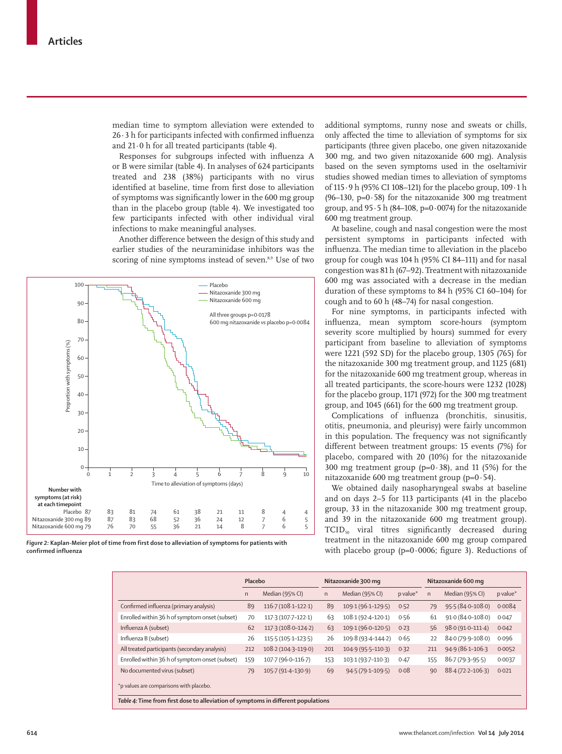median time to symptom alleviation were extended to 26·3 h for participants infected with confirmed influenza and 21·0 h for all treated participants (table 4).

Responses for subgroups infected with influenza A or B were similar (table 4). In analyses of 624 participants treated and 238 (38%) participants with no virus identified at baseline, time from first dose to alleviation of symptoms was significantly lower in the 600 mg group than in the placebo group (table 4). We investigated too few participants infected with other individual viral infections to make meaningful analyses.

Another difference between the design of this study and earlier studies of the neuraminidase inhibitors was the scoring of nine symptoms instead of seven.[8,9] Use of two additional symptoms, runny nose and sweats or chills, only affected the time to alleviation of symptoms for six participants (three given placebo, one given nitazoxanide 300 mg, and two given nitazoxanide 600 mg). Analysis based on the seven symptoms used in the oseltamivir studies showed median times to alleviation of symptoms of 115·9 h (95% CI 108–121) for the placebo group, 109·1 h (96–130, p=0·58) for the nitazoxanide 300 mg treatment group, and 95·5 h (84–108, p=0·0074) for the nitazoxanide 600 mg treatment group.

At baseline, cough and nasal congestion were the most persistent symptoms in participants infected with influenza. The median time to alleviation in the placebo group for cough was 104 h (95% CI 84–111) and for nasal congestion was 81 h (67–92). Treatment with nitazoxanide 600 mg was associated with a decrease in the median duration of these symptoms to 84 h (95% CI 60–104) for cough and to 60 h (48–74) for nasal congestion.

For nine symptoms, in participants infected with influenza, mean symptom score-hours (symptom severity score multiplied by hours) summed for every participant from baseline to alleviation of symptoms were 1221 (592 SD) for the placebo group, 1305 (765) for the nitazoxanide 300 mg treatment group, and 1125 (681) for the nitazoxanide 600 mg treatment group, whereas in all treated participants, the score-hours were 1232 (1028) for the placebo group, 1171 (972) for the 300 mg treatment group, and 1045 (661) for the 600 mg treatment group.

Complications of influenza (bronchitis, sinusitis, otitis, pneumonia, and pleurisy) were fairly uncommon in this population. The frequency was not significantly different between treatment groups: 15 events (7%) for placebo, compared with 20 (10%) for the nitazoxanide 300 mg treatment group (p=0·38), and 11 (5%) for the nitazoxanide 600 mg treatment group (p=0·54).

We obtained daily nasopharyngeal swabs at baseline and on days 2–5 for 113 participants (41 in the placebo group, 33 in the nitazoxanide 300 mg treatment group, and 39 in the nitazoxanide 600 mg treatment group). $TCID_{50}$ viral titres significantly decreased during treatment in the nitazoxanide 600 mg group compared with placebo group (p=0·0006; figure 3). Reductions of

| Number with symptoms (at risk) at each timepoint (days) | 0 | 1 | 2 | 3 | 4 | 5 | 6 | 7 | 8 | 9 | 10 |
|---|---|---|---|---|---|---|---|---|---|---|---|
| Placebo | 87 | 83 | 81 | 74 | 61 | 38 | 21 | 11 | 8 | 4 | 4 |
| Nitazoxanide 300 mg | 89 | 87 | 83 | 68 | 52 | 36 | 24 | 12 | 7 | 6 | 5 |
| Nitazoxanide 600 mg | 79 | 76 | 70 | 55 | 36 | 21 | 14 | 8 | 7 | 6 | 5 |

All three groups p=0·0178; 600 mg nitazoxanide *vs* placebo p=0·0084

*Figure 2:* **Kaplan-Meier plot of time from first dose to alleviation of symptoms for patients with confirmed influenza**

| | Placebo | | Nitazoxanide 300 mg | | | Nitazoxanide 600 mg | | |
|---|---|---|---|---|---|---|---|---|
| | n | Median (95% CI) | n | Median (95% CI) | p value* | n | Median (95% CI) | p value* |
| Confirmed influenza (primary analysis) | 89 | 116·7 (108·1–122·1) | 89 | 109·1 (96·1–129·5) | 0·52 | 79 | 95·5 (84·0–108·0) | 0·0084 |
| Enrolled within 36 h of symptom onset (subset) | 70 | 117·3 (107·7–122·1) | 63 | 108·1 (92·4–120·1) | 0·56 | 61 | 91·0 (84·0–108·0) | 0·047 |
| Influenza A (subset) | 62 | 117·3 (108·0–124·2) | 63 | 109·1 (96·0–120·5) | 0·23 | 56 | 98·0 (91·0–111·4) | 0·042 |
| Influenza B (subset) | 26 | 115·5 (105·1–123·5) | 26 | 109·8 (93·4–144·2) | 0·65 | 22 | 84·0 (79·9–108·0) | 0·096 |
| All treated participants (secondary analysis) | 212 | 108·2 (104·3–119·0) | 201 | 104·9 (95·5–110·3) | 0·32 | 211 | 94·9 (86·1–106·3) | 0·0052 |
| Enrolled within 36 h of symptom onset (subset) | 159 | 107·7 (96·0–116·7) | 153 | 103·1 (93·7–110·3) | 0·47 | 155 | 86·7 (79·3–95·5) | 0·0037 |
| No documented virus (subset) | 79 | 105·7 (91·4–130·9) | 69 | 94·5 (79·1–109·5) | 0·08 | 90 | 88·4 (72·2–106·3) | 0·021 |

*p values are comparisons with placebo.

*Table 4:* **Time from first dose to alleviation of symptoms in different populations**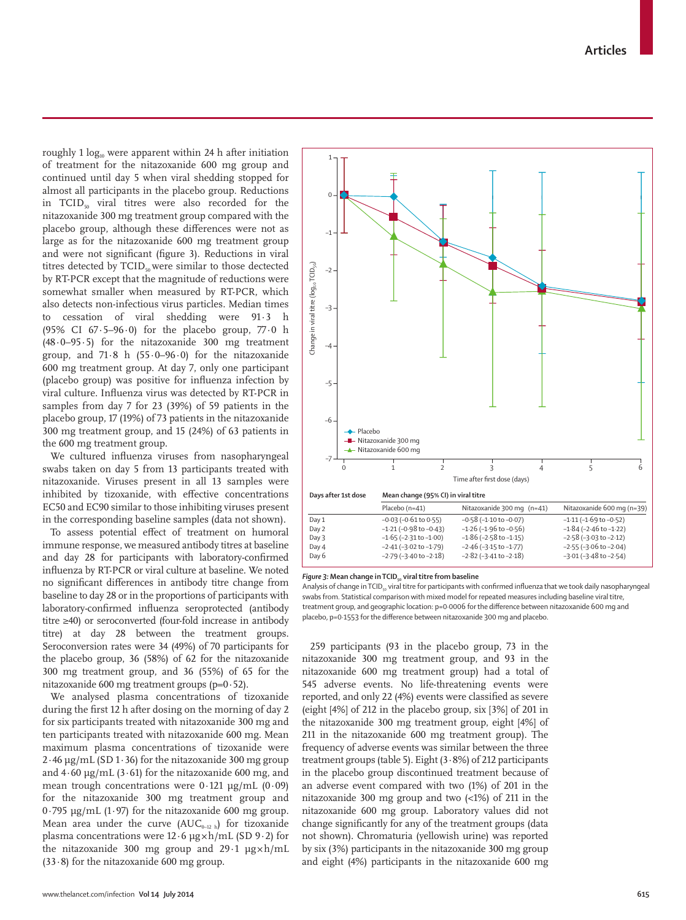roughly 1 $\log_{10}$ were apparent within 24 h after initiation of treatment for the nitazoxanide 600 mg group and continued until day 5 when viral shedding stopped for almost all participants in the placebo group. Reductions in $TCID_{50}$ viral titres were also recorded for the nitazoxanide 300 mg treatment group compared with the placebo group, although these differences were not as large as for the nitazoxanide 600 mg treatment group and were not significant (figure 3). Reductions in viral titres detected by $TCID_{50}$ were similar to those dectected by RT-PCR except that the magnitude of reductions were somewhat smaller when measured by RT-PCR, which also detects non-infectious virus particles. Median times to cessation of viral shedding were 91·3 h (95% CI 67·5–96·0) for the placebo group, 77·0 h (48·0–95·5) for the nitazoxanide 300 mg treatment group, and 71·8 h (55·0–96·0) for the nitazoxanide 600 mg treatment group. At day 7, only one participant (placebo group) was positive for influenza infection by viral culture. Influenza virus was detected by RT-PCR in samples from day 7 for 23 (39%) of 59 patients in the placebo group, 17 (19%) of 73 patients in the nitazoxanide 300 mg treatment group, and 15 (24%) of 63 patients in the 600 mg treatment group.

We cultured influenza viruses from nasopharyngeal swabs taken on day 5 from 13 participants treated with nitazoxanide. Viruses present in all 13 samples were inhibited by tizoxanide, with effective concentrations EC50 and EC90 similar to those inhibiting viruses present in the corresponding baseline samples (data not shown).

To assess potential effect of treatment on humoral immune response, we measured antibody titres at baseline and day 28 for participants with laboratory-confirmed influenza by RT-PCR or viral culture at baseline. We noted no significant differences in antibody titre change from baseline to day 28 or in the proportions of participants with laboratory-confirmed influenza seroprotected (antibody titre ≥40) or seroconverted (four-fold increase in antibody titre) at day 28 between the treatment groups. Seroconversion rates were 34 (49%) of 70 participants for the placebo group, 36 (58%) of 62 for the nitazoxanide 300 mg treatment group, and 36 (55%) of 65 for the nitazoxanide 600 mg treatment groups (p=0·52).

We analysed plasma concentrations of tizoxanide during the first 12 h after dosing on the morning of day 2 for six participants treated with nitazoxanide 300 mg and ten participants treated with nitazoxanide 600 mg. Mean maximum plasma concentrations of tizoxanide were 2·46 μg/mL (SD 1·36) for the nitazoxanide 300 mg group and 4·60 μg/mL (3·61) for the nitazoxanide 600 mg, and mean trough concentrations were 0·121 μg/mL (0·09) for the nitazoxanide 300 mg treatment group and 0·795 μg/mL (1·97) for the nitazoxanide 600 mg group. Mean area under the curve ($AUC_{0-12\ h}$) for tizoxanide plasma concentrations were 12·6 μg×h/mL (SD 9·2) for the nitazoxanide 300 mg group and 29·1 μg×h/mL (33·8) for the nitazoxanide 600 mg group.

| Days after 1st dose | Mean change (95% CI) in viral titre | | |
|---|---|---|---|
| | Placebo (n=41) | Nitazoxanide 300 mg (n=41) | Nitazoxanide 600 mg (n=39) |
| Day 1 | −0·03 (−0·61 to 0·55) | −0·58 (−1·10 to −0·07) | −1·11 (−1·69 to −0·52) |
| Day 2 | −1·21 (−0·98 to −0·43) | −1·26 (−1·96 to −0·56) | −1·84 (−2·46 to −1·22) |
| Day 3 | −1·65 (−2·31 to −1·00) | −1·86 (−2·58 to −1·15) | −2·58 (−3·03 to −2·12) |
| Day 4 | −2·41 (−3·02 to −1·79) | −2·46 (−3·15 to −1·77) | −2·55 (−3·06 to −2·04) |
| Day 6 | −2·79 (−3·40 to −2·18) | −2·82 (−3·41 to −2·18) | −3·01 (−3·48 to −2·54) |

*Figure 3:* **Mean change in $TCID_{50}$ viral titre from baseline**
Analysis of change in $TCID_{50}$ viral titre for participants with confirmed influenza that we took daily nasopharyngeal swabs from. Statistical comparison with mixed model for repeated measures including baseline viral titre, treatment group, and geographic location: p=0·0006 for the difference between nitazoxanide 600 mg and placebo, p=0·1553 for the difference between nitazoxanide 300 mg and placebo.

259 participants (93 in the placebo group, 73 in the nitazoxanide 300 mg treatment group, and 93 in the nitazoxanide 600 mg treatment group) had a total of 545 adverse events. No life-threatening events were reported, and only 22 (4%) events were classified as severe (eight [4%] of 212 in the placebo group, six [3%] of 201 in the nitazoxanide 300 mg treatment group, eight [4%] of 211 in the nitazoxanide 600 mg treatment group). The frequency of adverse events was similar between the three treatment groups (table 5). Eight (3·8%) of 212 participants in the placebo group discontinued treatment because of an adverse event compared with two (1%) of 201 in the nitazoxanide 300 mg group and two (<1%) of 211 in the nitazoxanide 600 mg group. Laboratory values did not change significantly for any of the treatment groups (data not shown). Chromaturia (yellowish urine) was reported by six (3%) participants in the nitazoxanide 300 mg group and eight (4%) participants in the nitazoxanide 600 mg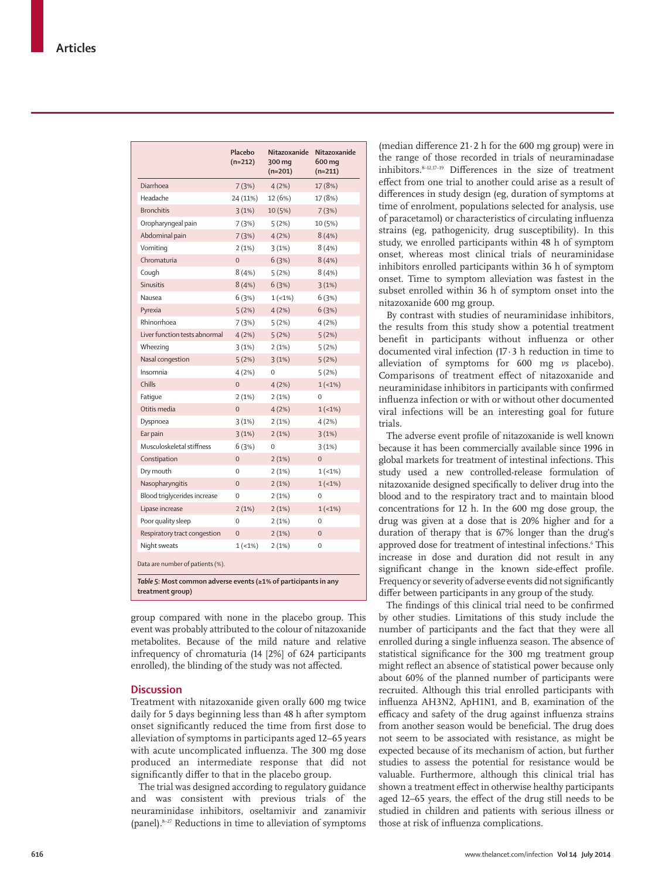| | Placebo (n=212) | Nitazoxanide 300 mg (n=201) | Nitazoxanide 600 mg (n=211) |
|---|---|---|---|
| Diarrhoea | 7 (3%) | 4 (2%) | 17 (8%) |
| Headache | 24 (11%) | 12 (6%) | 17 (8%) |
| Bronchitis | 3 (1%) | 10 (5%) | 7 (3%) |
| Oropharyngeal pain | 7 (3%) | 5 (2%) | 10 (5%) |
| Abdominal pain | 7 (3%) | 4 (2%) | 8 (4%) |
| Vomiting | 2 (1%) | 3 (1%) | 8 (4%) |
| Chromaturia | 0 | 6 (3%) | 8 (4%) |
| Cough | 8 (4%) | 5 (2%) | 8 (4%) |
| Sinusitis | 8 (4%) | 6 (3%) | 3 (1%) |
| Nausea | 6 (3%) | 1 (<1%) | 6 (3%) |
| Pyrexia | 5 (2%) | 4 (2%) | 6 (3%) |
| Rhinorrhoea | 7 (3%) | 5 (2%) | 4 (2%) |
| Liver function tests abnormal | 4 (2%) | 5 (2%) | 5 (2%) |
| Wheezing | 3 (1%) | 2 (1%) | 5 (2%) |
| Nasal congestion | 5 (2%) | 3 (1%) | 5 (2%) |
| Insomnia | 4 (2%) | 0 | 5 (2%) |
| Chills | 0 | 4 (2%) | 1 (<1%) |
| Fatigue | 2 (1%) | 2 (1%) | 0 |
| Otitis media | 0 | 4 (2%) | 1 (<1%) |
| Dyspnoea | 3 (1%) | 2 (1%) | 4 (2%) |
| Ear pain | 3 (1%) | 2 (1%) | 3 (1%) |
| Musculoskeletal stiffness | 6 (3%) | 0 | 3 (1%) |
| Constipation | 0 | 2 (1%) | 0 |
| Dry mouth | 0 | 2 (1%) | 1 (<1%) |
| Nasopharyngitis | 0 | 2 (1%) | 1 (<1%) |
| Blood triglycerides increase | 0 | 2 (1%) | 0 |
| Lipase increase | 2 (1%) | 2 (1%) | 1 (<1%) |
| Poor quality sleep | 0 | 2 (1%) | 0 |
| Respiratory tract congestion | 0 | 2 (1%) | 0 |
| Night sweats | 1 (<1%) | 2 (1%) | 0 |

Data are number of patients (%).

*Table 5:* **Most common adverse events (≥1% of participants in any treatment group)**

group compared with none in the placebo group. This event was probably attributed to the colour of nitazoxanide metabolites. Because of the mild nature and relative infrequency of chromaturia (14 [2%] of 624 participants enrolled), the blinding of the study was not affected.

## Discussion

Treatment with nitazoxanide given orally 600 mg twice daily for 5 days beginning less than 48 h after symptom onset significantly reduced the time from first dose to alleviation of symptoms in participants aged 12–65 years with acute uncomplicated influenza. The 300 mg dose produced an intermediate response that did not significantly differ to that in the placebo group.

The trial was designed according to regulatory guidance and was consistent with previous trials of the neuraminidase inhibitors, oseltamivir and zanamivir (panel).[8–27] Reductions in time to alleviation of symptoms (median difference 21·2 h for the 600 mg group) were in the range of those recorded in trials of neuraminadase inhibitors.[8–12,17–19] Differences in the size of treatment effect from one trial to another could arise as a result of differences in study design (eg, duration of symptoms at time of enrolment, populations selected for analysis, use of paracetamol) or characteristics of circulating influenza strains (eg, pathogenicity, drug susceptibility). In this study, we enrolled participants within 48 h of symptom onset, whereas most clinical trials of neuraminidase inhibitors enrolled participants within 36 h of symptom onset. Time to symptom alleviation was fastest in the subset enrolled within 36 h of symptom onset into the nitazoxanide 600 mg group.

By contrast with studies of neuraminidase inhibitors, the results from this study show a potential treatment benefit in participants without influenza or other documented viral infection (17·3 h reduction in time to alleviation of symptoms for 600 mg *vs* placebo). Comparisons of treatment effect of nitazoxanide and neuraminidase inhibitors in participants with confirmed influenza infection or with or without other documented viral infections will be an interesting goal for future trials.

The adverse event profile of nitazoxanide is well known because it has been commercially available since 1996 in global markets for treatment of intestinal infections. This study used a new controlled-release formulation of nitazoxanide designed specifically to deliver drug into the blood and to the respiratory tract and to maintain blood concentrations for 12 h. In the 600 mg dose group, the drug was given at a dose that is 20% higher and for a duration of therapy that is 67% longer than the drug's approved dose for treatment of intestinal infections.[6] This increase in dose and duration did not result in any significant change in the known side-effect profile. Frequency or severity of adverse events did not significantly differ between participants in any group of the study.

The findings of this clinical trial need to be confirmed by other studies. Limitations of this study include the number of participants and the fact that they were all enrolled during a single influenza season. The absence of statistical significance for the 300 mg treatment group might reflect an absence of statistical power because only about 60% of the planned number of participants were recruited. Although this trial enrolled participants with influenza AH3N2, ApH1N1, and B, examination of the efficacy and safety of the drug against influenza strains from another season would be beneficial. The drug does not seem to be associated with resistance, as might be expected because of its mechanism of action, but further studies to assess the potential for resistance would be valuable. Furthermore, although this clinical trial has shown a treatment effect in otherwise healthy participants aged 12–65 years, the effect of the drug still needs to be studied in children and patients with serious illness or those at risk of influenza complications.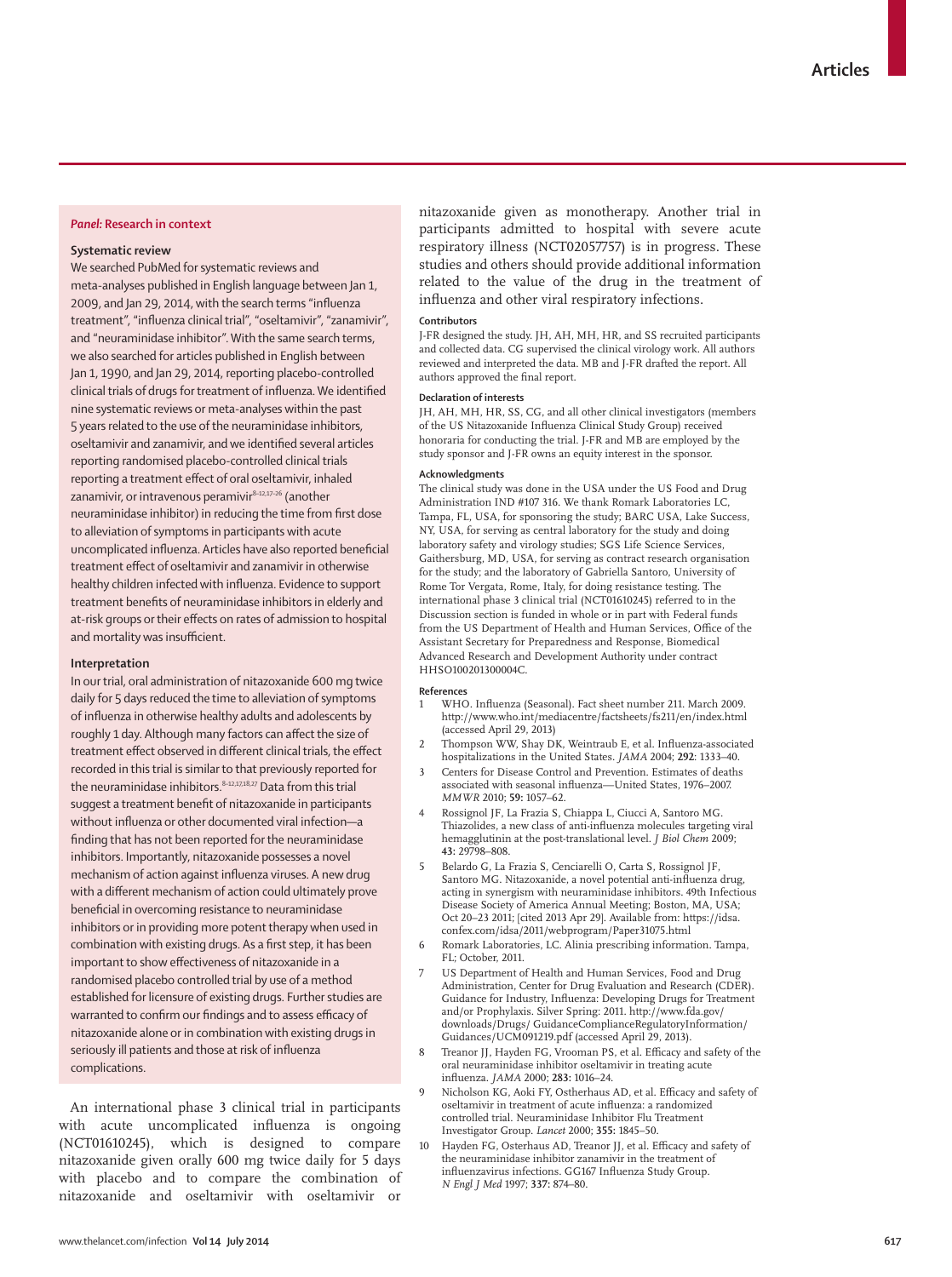## *Panel:* Research in context

### Systematic review

We searched PubMed for systematic reviews and meta-analyses published in English language between Jan 1, 2009, and Jan 29, 2014, with the search terms "influenza treatment", "influenza clinical trial", "oseltamivir", "zanamivir", and "neuraminidase inhibitor". With the same search terms, we also searched for articles published in English between Jan 1, 1990, and Jan 29, 2014, reporting placebo-controlled clinical trials of drugs for treatment of influenza. We identified nine systematic reviews or meta-analyses within the past 5 years related to the use of the neuraminidase inhibitors, oseltamivir and zanamivir, and we identified several articles reporting randomised placebo-controlled clinical trials reporting a treatment effect of oral oseltamivir, inhaled zanamivir, or intravenous peramivir[8–12,17–26] (another neuraminidase inhibitor) in reducing the time from first dose to alleviation of symptoms in participants with acute uncomplicated influenza. Articles have also reported beneficial treatment effect of oseltamivir and zanamivir in otherwise healthy children infected with influenza. Evidence to support treatment benefits of neuraminidase inhibitors in elderly and at-risk groups or their effects on rates of admission to hospital and mortality was insufficient.

### Interpretation

In our trial, oral administration of nitazoxanide 600 mg twice daily for 5 days reduced the time to alleviation of symptoms of influenza in otherwise healthy adults and adolescents by roughly 1 day. Although many factors can affect the size of treatment effect observed in different clinical trials, the effect recorded in this trial is similar to that previously reported for the neuraminidase inhibitors.[8–12,17,18,27] Data from this trial suggest a treatment benefit of nitazoxanide in participants without influenza or other documented viral infection—a finding that has not been reported for the neuraminidase inhibitors. Importantly, nitazoxanide possesses a novel mechanism of action against influenza viruses. A new drug with a different mechanism of action could ultimately prove beneficial in overcoming resistance to neuraminidase inhibitors or in providing more potent therapy when used in combination with existing drugs. As a first step, it has been important to show effectiveness of nitazoxanide in a randomised placebo controlled trial by use of a method established for licensure of existing drugs. Further studies are warranted to confirm our findings and to assess efficacy of nitazoxanide alone or in combination with existing drugs in seriously ill patients and those at risk of influenza complications.

An international phase 3 clinical trial in participants with acute uncomplicated influenza is ongoing (NCT01610245), which is designed to compare nitazoxanide given orally 600 mg twice daily for 5 days with placebo and to compare the combination of nitazoxanide and oseltamivir with oseltamivir or nitazoxanide given as monotherapy. Another trial in participants admitted to hospital with severe acute respiratory illness (NCT02057757) is in progress. These studies and others should provide additional information related to the value of the drug in the treatment of influenza and other viral respiratory infections.

#### Contributors

J-FR designed the study. JH, AH, MH, HR, and SS recruited participants and collected data. CG supervised the clinical virology work. All authors reviewed and interpreted the data. MB and J-FR drafted the report. All authors approved the final report.

#### Declaration of interests

JH, AH, MH, HR, SS, CG, and all other clinical investigators (members of the US Nitazoxanide Influenza Clinical Study Group) received honoraria for conducting the trial. J-FR and MB are employed by the study sponsor and J-FR owns an equity interest in the sponsor.

#### Acknowledgments

The clinical study was done in the USA under the US Food and Drug Administration IND #107 316. We thank Romark Laboratories LC, Tampa, FL, USA, for sponsoring the study; BARC USA, Lake Success, NY, USA, for serving as central laboratory for the study and doing laboratory safety and virology studies; SGS Life Science Services, Gaithersburg, MD, USA, for serving as contract research organisation for the study; and the laboratory of Gabriella Santoro, University of Rome Tor Vergata, Rome, Italy, for doing resistance testing. The international phase 3 clinical trial (NCT01610245) referred to in the Discussion section is funded in whole or in part with Federal funds from the US Department of Health and Human Services, Office of the Assistant Secretary for Preparedness and Response, Biomedical Advanced Research and Development Authority under contract HHSO100201300004C.

#### References

1. WHO. Influenza (Seasonal). Fact sheet number 211. March 2009. http://www.who.int/mediacentre/factsheets/fs211/en/index.html (accessed April 29, 2013)
2. Thompson WW, Shay DK, Weintraub E, et al. Influenza-associated hospitalizations in the United States. *JAMA* 2004; **292:** 1333–40.
3. Centers for Disease Control and Prevention. Estimates of deaths associated with seasonal influenza—United States, 1976–2007. *MMWR* 2010; **59:** 1057–62.
4. Rossignol JF, La Frazia S, Chiappa L, Ciucci A, Santoro MG. Thiazolides, a new class of anti-influenza molecules targeting viral hemagglutinin at the post-translational level. *J Biol Chem* 2009; **43:** 29798–808.
5. Belardo G, La Frazia S, Cenciarelli O, Carta S, Rossignol JF, Santoro MG. Nitazoxanide, a novel potential anti-influenza drug, acting in synergism with neuraminidase inhibitors. 49th Infectious Disease Society of America Annual Meeting; Boston, MA, USA; Oct 20–23 2011; [cited 2013 Apr 29]. Available from: https://idsa.confex.com/idsa/2011/webprogram/Paper31075.html
6. Romark Laboratories, LC. Alinia prescribing information. Tampa, FL; October, 2011.
7. US Department of Health and Human Services, Food and Drug Administration, Center for Drug Evaluation and Research (CDER). Guidance for Industry, Influenza: Developing Drugs for Treatment and/or Prophylaxis. Silver Spring: 2011. http://www.fda.gov/downloads/Drugs/ GuidanceComplianceRegulatoryInformation/Guidances/UCM091219.pdf (accessed April 29, 2013).
8. Treanor JJ, Hayden FG, Vrooman PS, et al. Efficacy and safety of the oral neuraminidase inhibitor oseltamivir in treating acute influenza. *JAMA* 2000; **283:** 1016–24.
9. Nicholson KG, Aoki FY, Ostherhaus AD, et al. Efficacy and safety of oseltamivir in treatment of acute influenza: a randomized controlled trial. Neuraminidase Inhibitor Flu Treatment Investigator Group. *Lancet* 2000; **355:** 1845–50.
10. Hayden FG, Osterhaus AD, Treanor JJ, et al. Efficacy and safety of the neuraminidase inhibitor zanamivir in the treatment of influenzavirus infections. GG167 Influenza Study Group. *N Engl J Med* 1997; **337:** 874–80.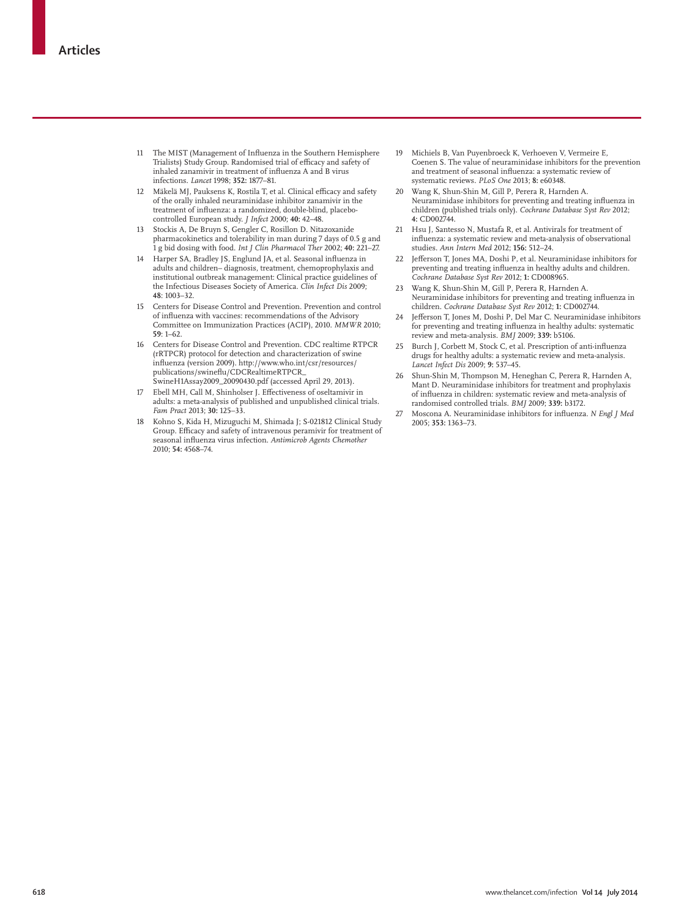11 The MIST (Management of Influenza in the Southern Hemisphere Trialists) Study Group. Randomised trial of efficacy and safety of inhaled zanamivir in treatment of influenza A and B virus infections. *Lancet* 1998; **352:** 1877–81.

12 Mäkelä MJ, Pauksens K, Rostila T, et al. Clinical efficacy and safety of the orally inhaled neuraminidase inhibitor zanamivir in the treatment of influenza: a randomized, double-blind, placebo-controlled European study. *J Infect* 2000; **40:** 42–48.

13 Stockis A, De Bruyn S, Gengler C, Rosillon D. Nitazoxanide pharmacokinetics and tolerability in man during 7 days of 0.5 g and 1 g bid dosing with food. *Int J Clin Pharmacol Ther* 2002; **40:** 221–27.

14 Harper SA, Bradley JS, Englund JA, et al. Seasonal influenza in adults and children– diagnosis, treatment, chemoprophylaxis and institutional outbreak management: Clinical practice guidelines of the Infectious Diseases Society of America. *Clin Infect Dis* 2009; **48**: 1003–32.

15 Centers for Disease Control and Prevention. Prevention and control of influenza with vaccines: recommendations of the Advisory Committee on Immunization Practices (ACIP), 2010. *MMWR* 2010; **59**: 1–62.

16 Centers for Disease Control and Prevention. CDC realtime RTPCR (rRTPCR) protocol for detection and characterization of swine influenza (version 2009). http://www.who.int/csr/resources/publications/swineflu/CDCRealtimeRTPCR_SwineH1Assay2009_20090430.pdf (accessed April 29, 2013).

17 Ebell MH, Call M, Shinholser J. Effectiveness of oseltamivir in adults: a meta-analysis of published and unpublished clinical trials. *Fam Pract* 2013; **30:** 125–33.

18 Kohno S, Kida H, Mizuguchi M, Shimada J; S-021812 Clinical Study Group. Efficacy and safety of intravenous peramivir for treatment of seasonal influenza virus infection. *Antimicrob Agents Chemother* 2010; **54:** 4568–74.

19 Michiels B, Van Puyenbroeck K, Verhoeven V, Vermeire E, Coenen S. The value of neuraminidase inhibitors for the prevention and treatment of seasonal influenza: a systematic review of systematic reviews. *PLoS One* 2013; **8:** e60348.

20 Wang K, Shun-Shin M, Gill P, Perera R, Harnden A. Neuraminidase inhibitors for preventing and treating influenza in children (published trials only). *Cochrane Database Syst Rev* 2012; **4:** CD002744.

21 Hsu J, Santesso N, Mustafa R, et al. Antivirals for treatment of influenza: a systematic review and meta-analysis of observational studies. *Ann Intern Med* 2012; **156:** 512–24.

22 Jefferson T, Jones MA, Doshi P, et al. Neuraminidase inhibitors for preventing and treating influenza in healthy adults and children. *Cochrane Database Syst Rev* 2012; **1:** CD008965.

23 Wang K, Shun-Shin M, Gill P, Perera R, Harnden A. Neuraminidase inhibitors for preventing and treating influenza in children. *Cochrane Database Syst Rev* 2012; **1:** CD002744.

24 Jefferson T, Jones M, Doshi P, Del Mar C. Neuraminidase inhibitors for preventing and treating influenza in healthy adults: systematic review and meta-analysis. *BMJ* 2009; **339:** b5106.

25 Burch J, Corbett M, Stock C, et al. Prescription of anti-influenza drugs for healthy adults: a systematic review and meta-analysis. *Lancet Infect Dis* 2009; **9:** 537–45.

26 Shun-Shin M, Thompson M, Heneghan C, Perera R, Harnden A, Mant D. Neuraminidase inhibitors for treatment and prophylaxis of influenza in children: systematic review and meta-analysis of randomised controlled trials. *BMJ* 2009; **339:** b3172.

27 Moscona A. Neuraminidase inhibitors for influenza. *N Engl J Med* 2005; **353:** 1363–73.